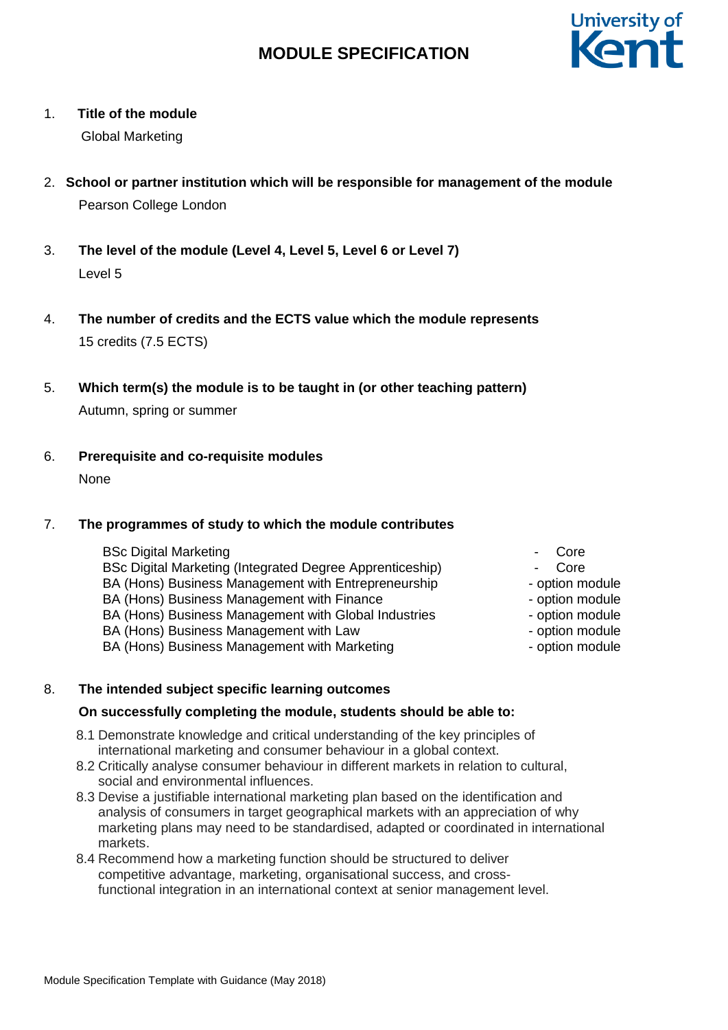# MODULE SPECIFICATION

1. **Title of the module**

   Global Marketing

2. **School or partner institution which will be responsible for management of the module**

   Pearson College London

3. **The level of the module (Level 4, Level 5, Level 6 or Level 7)**

   Level 5

4. **The number of credits and the ECTS value which the module represents**

   15 credits (7.5 ECTS)

5. **Which term(s) the module is to be taught in (or other teaching pattern)**

   Autumn, spring or summer

6. **Prerequisite and co-requisite modules**

   None

7. **The programmes of study to which the module contributes**

| Programme | Status |
|---|---|
| BSc Digital Marketing | - Core |
| BSc Digital Marketing (Integrated Degree Apprenticeship) | - Core |
| BA (Hons) Business Management with Entrepreneurship | - option module |
| BA (Hons) Business Management with Finance | - option module |
| BA (Hons) Business Management with Global Industries | - option module |
| BA (Hons) Business Management with Law | - option module |
| BA (Hons) Business Management with Marketing | - option module |

8. **The intended subject specific learning outcomes**

   **On successfully completing the module, students should be able to:**

   8.1 Demonstrate knowledge and critical understanding of the key principles of international marketing and consumer behaviour in a global context.

   8.2 Critically analyse consumer behaviour in different markets in relation to cultural, social and environmental influences.

   8.3 Devise a justifiable international marketing plan based on the identification and analysis of consumers in target geographical markets with an appreciation of why marketing plans may need to be standardised, adapted or coordinated in international markets.

   8.4 Recommend how a marketing function should be structured to deliver competitive advantage, marketing, organisational success, and cross-functional integration in an international context at senior management level.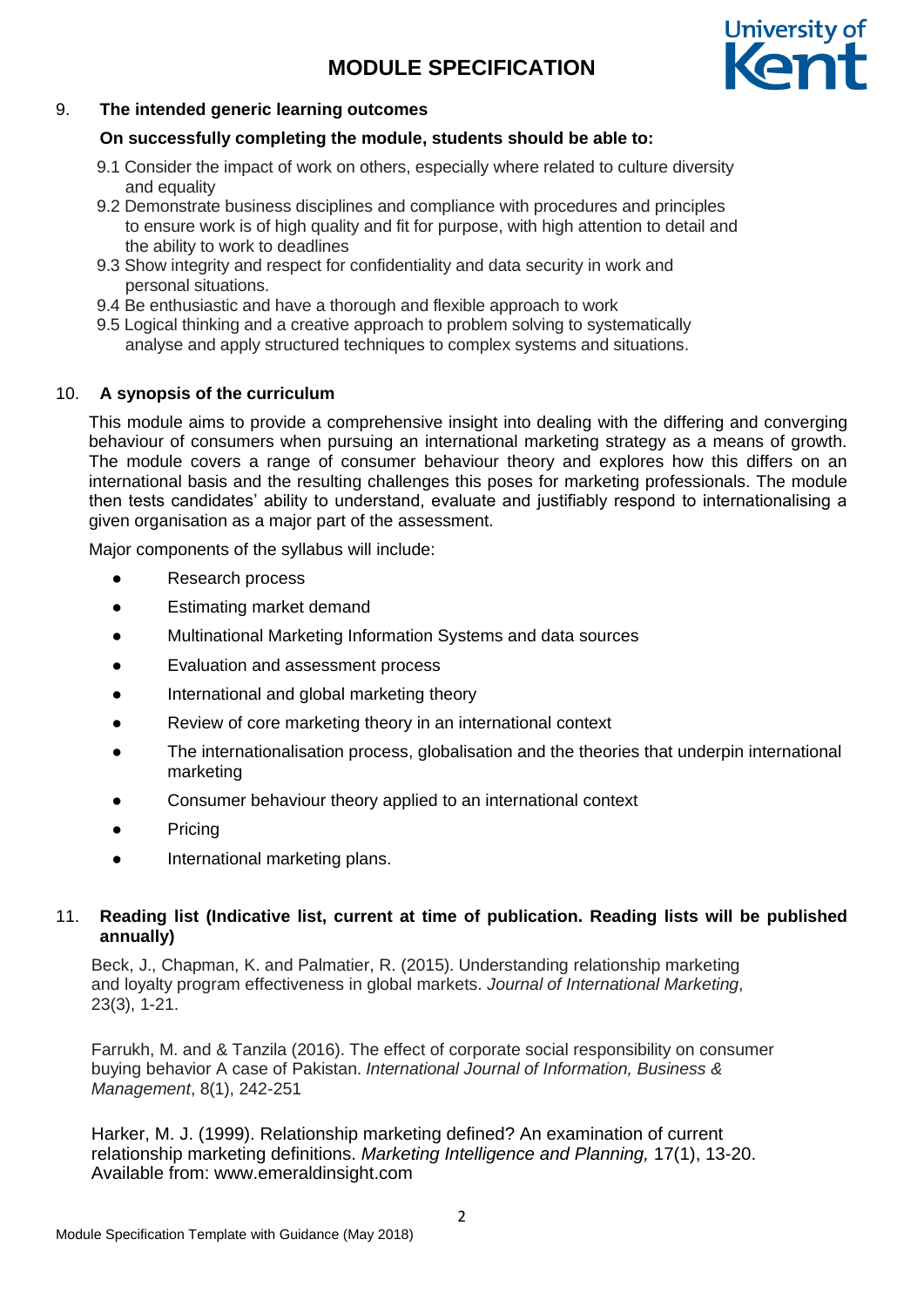## 9. The intended generic learning outcomes

**On successfully completing the module, students should be able to:**

9.1 Consider the impact of work on others, especially where related to culture diversity and equality

9.2 Demonstrate business disciplines and compliance with procedures and principles to ensure work is of high quality and fit for purpose, with high attention to detail and the ability to work to deadlines

9.3 Show integrity and respect for confidentiality and data security in work and personal situations.

9.4 Be enthusiastic and have a thorough and flexible approach to work

9.5 Logical thinking and a creative approach to problem solving to systematically analyse and apply structured techniques to complex systems and situations.

## 10. A synopsis of the curriculum

This module aims to provide a comprehensive insight into dealing with the differing and converging behaviour of consumers when pursuing an international marketing strategy as a means of growth. The module covers a range of consumer behaviour theory and explores how this differs on an international basis and the resulting challenges this poses for marketing professionals. The module then tests candidates' ability to understand, evaluate and justifiably respond to internationalising a given organisation as a major part of the assessment.

Major components of the syllabus will include:

- Research process
- Estimating market demand
- Multinational Marketing Information Systems and data sources
- Evaluation and assessment process
- International and global marketing theory
- Review of core marketing theory in an international context
- The internationalisation process, globalisation and the theories that underpin international marketing
- Consumer behaviour theory applied to an international context
- Pricing
- International marketing plans.

## 11. Reading list (Indicative list, current at time of publication. Reading lists will be published annually)

Beck, J., Chapman, K. and Palmatier, R. (2015). Understanding relationship marketing and loyalty program effectiveness in global markets. *Journal of International Marketing*, 23(3), 1-21.

Farrukh, M. and & Tanzila (2016). The effect of corporate social responsibility on consumer buying behavior A case of Pakistan. *International Journal of Information, Business & Management*, 8(1), 242-251

Harker, M. J. (1999). Relationship marketing defined? An examination of current relationship marketing definitions. *Marketing Intelligence and Planning,* 17(1), 13-20. Available from: www.emeraldinsight.com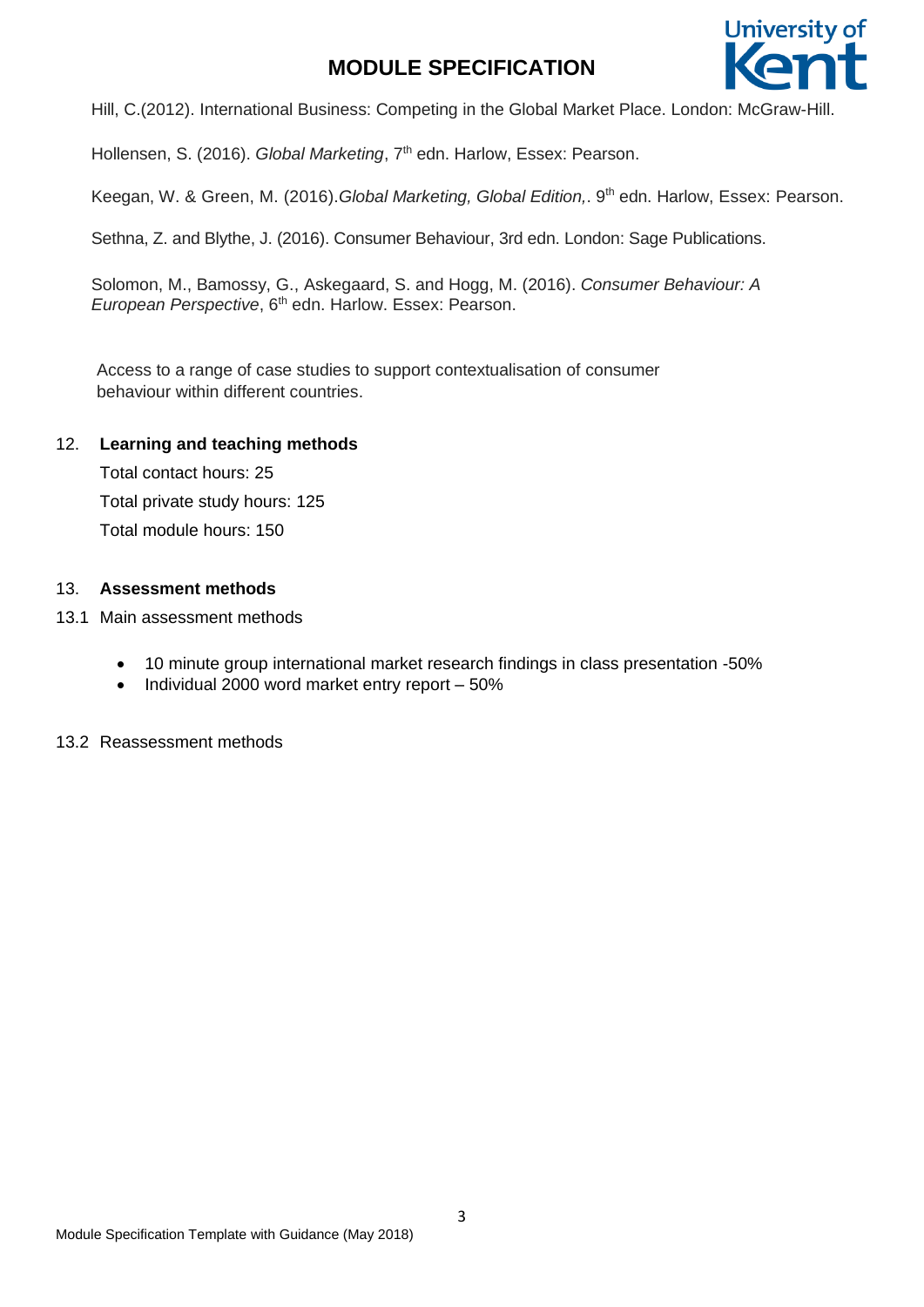Hill, C.(2012). International Business: Competing in the Global Market Place. London: McGraw-Hill.

Hollensen, S. (2016). *Global Marketing*, 7th edn. Harlow, Essex: Pearson.

Keegan, W. & Green, M. (2016).*Global Marketing, Global Edition,*. 9th edn. Harlow, Essex: Pearson.

Sethna, Z. and Blythe, J. (2016). Consumer Behaviour, 3rd edn. London: Sage Publications.

Solomon, M., Bamossy, G., Askegaard, S. and Hogg, M. (2016). *Consumer Behaviour: A European Perspective*, 6th edn. Harlow. Essex: Pearson.

Access to a range of case studies to support contextualisation of consumer behaviour within different countries.

## 12. Learning and teaching methods

Total contact hours: 25

Total private study hours: 125

Total module hours: 150

## 13. Assessment methods

13.1 Main assessment methods

- 10 minute group international market research findings in class presentation -50%
- Individual 2000 word market entry report – 50%

13.2 Reassessment methods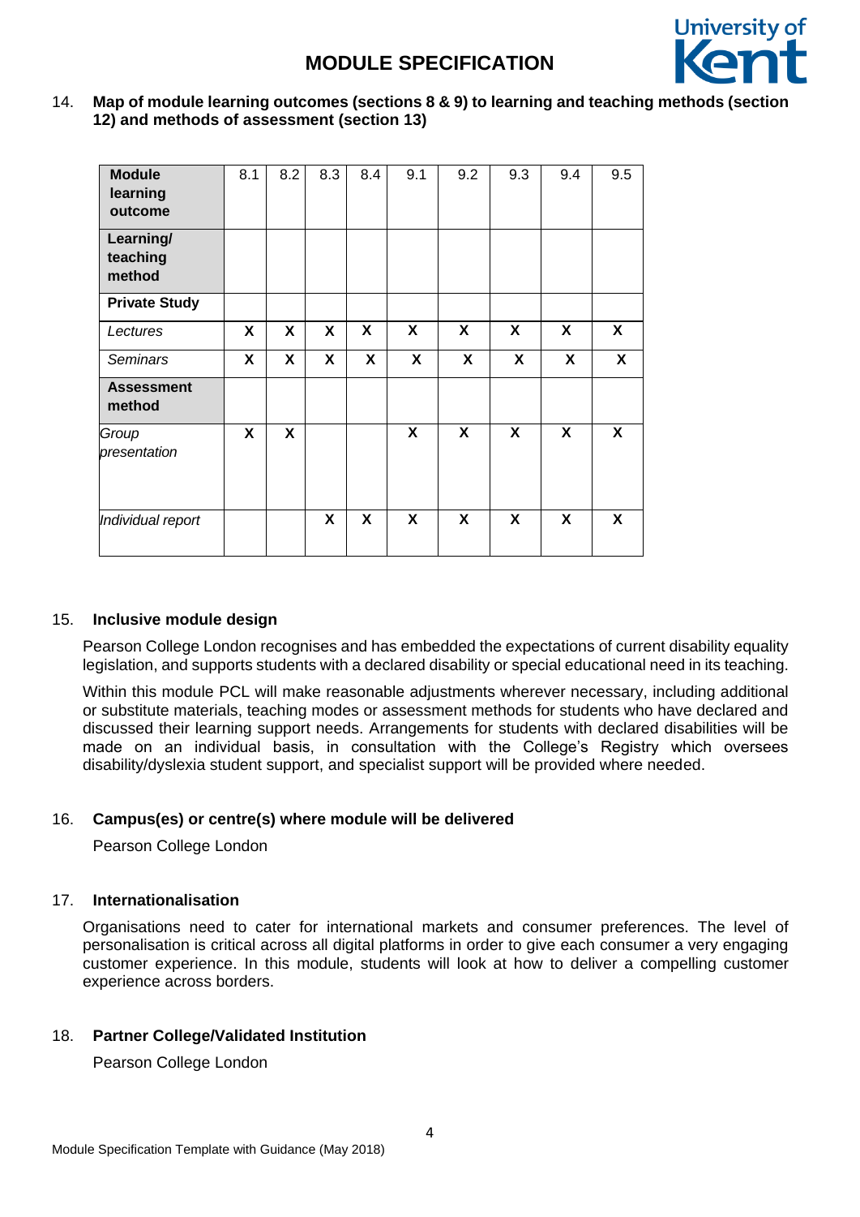14. **Map of module learning outcomes (sections 8 & 9) to learning and teaching methods (section 12) and methods of assessment (section 13)**

| **Module learning outcome** | 8.1 | 8.2 | 8.3 | 8.4 | 9.1 | 9.2 | 9.3 | 9.4 | 9.5 |
|---|---|---|---|---|---|---|---|---|---|
| **Learning/ teaching method** | | | | | | | | | |
| **Private Study** | | | | | | | | | |
| *Lectures* | **X** | **X** | **X** | **X** | **X** | **X** | **X** | **X** | **X** |
| *Seminars* | **X** | **X** | **X** | **X** | **X** | **X** | **X** | **X** | **X** |
| **Assessment method** | | | | | | | | | |
| *Group presentation* | **X** | **X** | | | **X** | **X** | **X** | **X** | **X** |
| *Individual report* | | | **X** | **X** | **X** | **X** | **X** | **X** | **X** |

15. **Inclusive module design**

Pearson College London recognises and has embedded the expectations of current disability equality legislation, and supports students with a declared disability or special educational need in its teaching.

Within this module PCL will make reasonable adjustments wherever necessary, including additional or substitute materials, teaching modes or assessment methods for students who have declared and discussed their learning support needs. Arrangements for students with declared disabilities will be made on an individual basis, in consultation with the College's Registry which oversees disability/dyslexia student support, and specialist support will be provided where needed.

16. **Campus(es) or centre(s) where module will be delivered**

Pearson College London

17. **Internationalisation**

Organisations need to cater for international markets and consumer preferences. The level of personalisation is critical across all digital platforms in order to give each consumer a very engaging customer experience. In this module, students will look at how to deliver a compelling customer experience across borders.

18. **Partner College/Validated Institution**

Pearson College London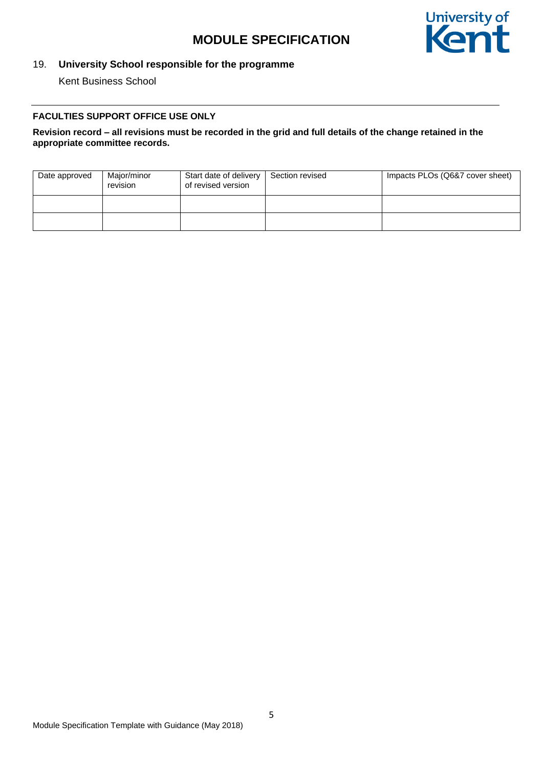19. **University School responsible for the programme**

Kent Business School

---

**FACULTIES SUPPORT OFFICE USE ONLY**

**Revision record – all revisions must be recorded in the grid and full details of the change retained in the appropriate committee records.**

| Date approved | Major/minor revision | Start date of delivery of revised version | Section revised | Impacts PLOs (Q6&7 cover sheet) |
|---|---|---|---|---|
| | | | | |
| | | | | |